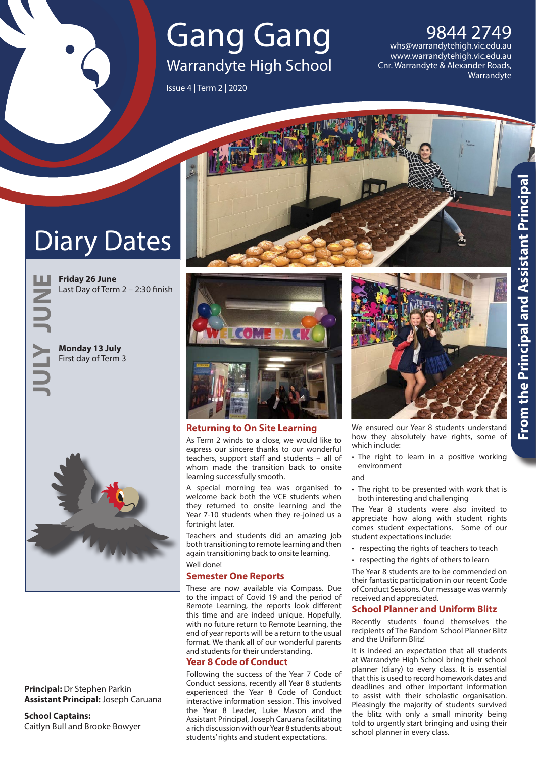# Gang Gang

## Warrandyte High School

Issue 4 | Term 2 | 2020

9844 2749
whs@warrandytehigh.vic.edu.au
www.warrandytehigh.vic.edu.au
Cnr. Warrandyte & Alexander Roads, Warrandyte

## Diary Dates

**JUNE**

**Friday 26 June**
Last Day of Term 2 – 2:30 finish

**JULY**

**Monday 13 July**
First day of Term 3

**Principal:** Dr Stephen Parkin
**Assistant Principal:** Joseph Caruana

**School Captains:**
Caitlyn Bull and Brooke Bowyer

## From the Principal and Assistant Principal

### Returning to On Site Learning

As Term 2 winds to a close, we would like to express our sincere thanks to our wonderful teachers, support staff and students – all of whom made the transition back to onsite learning successfully smooth.

A special morning tea was organised to welcome back both the VCE students when they returned to onsite learning and the Year 7-10 students when they re-joined us a fortnight later.

Teachers and students did an amazing job both transitioning to remote learning and then again transitioning back to onsite learning.

Well done!

### Semester One Reports

These are now available via Compass. Due to the impact of Covid 19 and the period of Remote Learning, the reports look different this time and are indeed unique. Hopefully, with no future return to Remote Learning, the end of year reports will be a return to the usual format. We thank all of our wonderful parents and students for their understanding.

### Year 8 Code of Conduct

Following the success of the Year 7 Code of Conduct sessions, recently all Year 8 students experienced the Year 8 Code of Conduct interactive information session. This involved the Year 8 Leader, Luke Mason and the Assistant Principal, Joseph Caruana facilitating a rich discussion with our Year 8 students about students' rights and student expectations.

We ensured our Year 8 students understand how they absolutely have rights, some of which include:

- The right to learn in a positive working environment

and

- The right to be presented with work that is both interesting and challenging

The Year 8 students were also invited to appreciate how along with student rights comes student expectations. Some of our student expectations include:

- respecting the rights of teachers to teach
- respecting the rights of others to learn

The Year 8 students are to be commended on their fantastic participation in our recent Code of Conduct Sessions. Our message was warmly received and appreciated.

### School Planner and Uniform Blitz

Recently students found themselves the recipients of The Random School Planner Blitz and the Uniform Blitz!

It is indeed an expectation that all students at Warrandyte High School bring their school planner (diary) to every class. It is essential that this is used to record homework dates and deadlines and other important information to assist with their scholastic organisation. Pleasingly the majority of students survived the blitz with only a small minority being told to urgently start bringing and using their school planner in every class.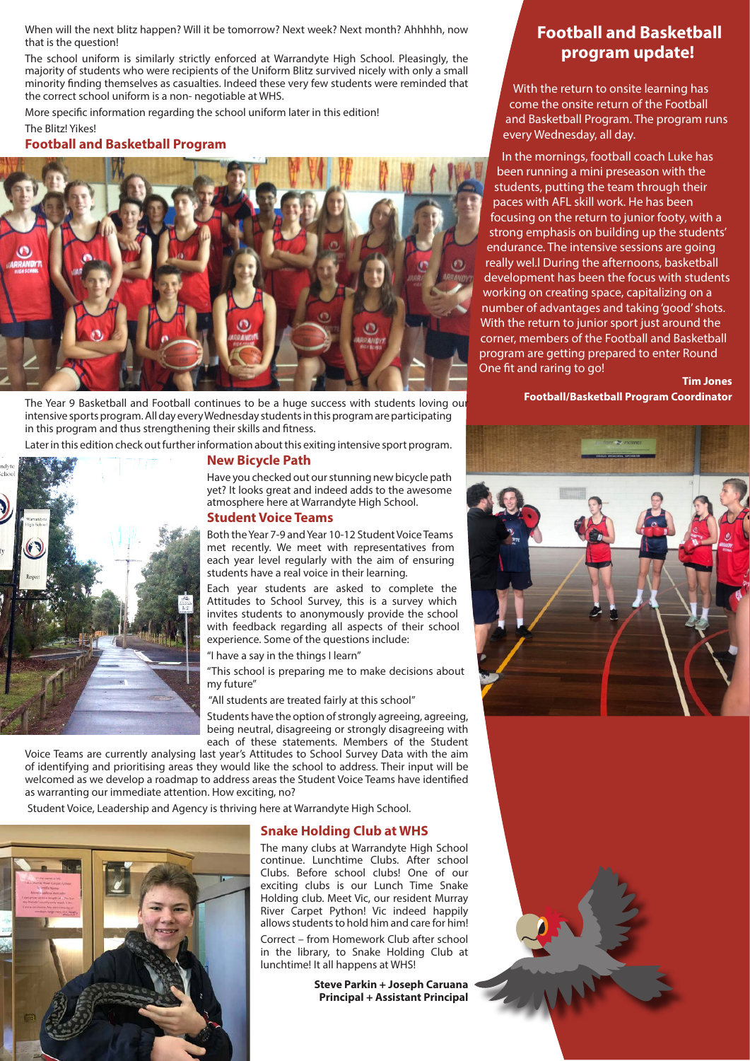When will the next blitz happen? Will it be tomorrow? Next week? Next month? Ahhhhh, now that is the question!

The school uniform is similarly strictly enforced at Warrandyte High School. Pleasingly, the majority of students who were recipients of the Uniform Blitz survived nicely with only a small minority finding themselves as casualties. Indeed these very few students were reminded that the correct school uniform is a non- negotiable at WHS.

More specific information regarding the school uniform later in this edition!

The Blitz! Yikes!

## Football and Basketball Program

The Year 9 Basketball and Football continues to be a huge success with students loving our intensive sports program. All day every Wednesday students in this program are participating in this program and thus strengthening their skills and fitness.

Later in this edition check out further information about this exiting intensive sport program.

## New Bicycle Path

Have you checked out our stunning new bicycle path yet? It looks great and indeed adds to the awesome atmosphere here at Warrandyte High School.

## Student Voice Teams

Both the Year 7-9 and Year 10-12 Student Voice Teams met recently. We meet with representatives from each year level regularly with the aim of ensuring students have a real voice in their learning.

Each year students are asked to complete the Attitudes to School Survey, this is a survey which invites students to anonymously provide the school with feedback regarding all aspects of their school experience. Some of the questions include:

"I have a say in the things I learn"

"This school is preparing me to make decisions about my future"

"All students are treated fairly at this school"

Students have the option of strongly agreeing, agreeing, being neutral, disagreeing or strongly disagreeing with each of these statements. Members of the Student Voice Teams are currently analysing last year's Attitudes to School Survey Data with the aim of identifying and prioritising areas they would like the school to address. Their input will be welcomed as we develop a roadmap to address areas the Student Voice Teams have identified as warranting our immediate attention. How exciting, no?

Student Voice, Leadership and Agency is thriving here at Warrandyte High School.

## Snake Holding Club at WHS

The many clubs at Warrandyte High School continue. Lunchtime Clubs. After school Clubs. Before school clubs! One of our exciting clubs is our Lunch Time Snake Holding club. Meet Vic, our resident Murray River Carpet Python! Vic indeed happily allows students to hold him and care for him!

Correct – from Homework Club after school in the library, to Snake Holding Club at lunchtime! It all happens at WHS!

**Steve Parkin + Joseph Caruana**
**Principal + Assistant Principal**

## Football and Basketball program update!

With the return to onsite learning has come the onsite return of the Football and Basketball Program. The program runs every Wednesday, all day.

In the mornings, football coach Luke has been running a mini preseason with the students, putting the team through their paces with AFL skill work. He has been focusing on the return to junior footy, with a strong emphasis on building up the students' endurance. The intensive sessions are going really wel.l During the afternoons, basketball development has been the focus with students working on creating space, capitalizing on a number of advantages and taking 'good' shots. With the return to junior sport just around the corner, members of the Football and Basketball program are getting prepared to enter Round One fit and raring to go!

**Tim Jones**
**Football/Basketball Program Coordinator**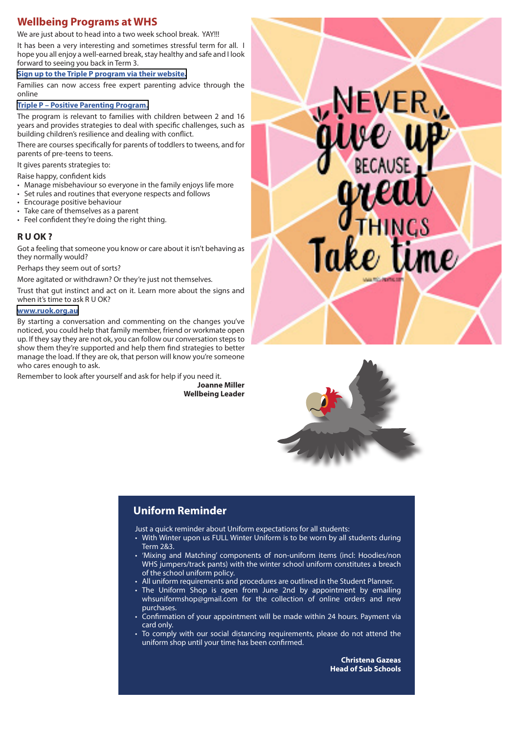## Wellbeing Programs at WHS

We are just about to head into a two week school break. YAY!!!

It has been a very interesting and sometimes stressful term for all. I hope you all enjoy a well-earned break, stay healthy and safe and I look forward to seeing you back in Term 3.

[Sign up to the Triple P program via their website.]

Families can now access free expert parenting advice through the online

[Triple P – Positive Parenting Program.]

The program is relevant to families with children between 2 and 16 years and provides strategies to deal with specific challenges, such as building children's resilience and dealing with conflict.

There are courses specifically for parents of toddlers to tweens, and for parents of pre-teens to teens.

It gives parents strategies to:

Raise happy, confident kids

- Manage misbehaviour so everyone in the family enjoys life more
- Set rules and routines that everyone respects and follows
- Encourage positive behaviour
- Take care of themselves as a parent
- Feel confident they're doing the right thing.

### R U OK ?

Got a feeling that someone you know or care about it isn't behaving as they normally would?

Perhaps they seem out of sorts?

More agitated or withdrawn? Or they're just not themselves.

Trust that gut instinct and act on it. Learn more about the signs and when it's time to ask R U OK?

www.ruok.org.au

By starting a conversation and commenting on the changes you've noticed, you could help that family member, friend or workmate open up. If they say they are not ok, you can follow our conversation steps to show them they're supported and help them find strategies to better manage the load. If they are ok, that person will know you're someone who cares enough to ask.

Remember to look after yourself and ask for help if you need it.

**Joanne Miller**
**Wellbeing Leader**

## Uniform Reminder

Just a quick reminder about Uniform expectations for all students:

- With Winter upon us FULL Winter Uniform is to be worn by all students during Term 2&3.
- 'Mixing and Matching' components of non-uniform items (incl: Hoodies/non WHS jumpers/track pants) with the winter school uniform constitutes a breach of the school uniform policy.
- All uniform requirements and procedures are outlined in the Student Planner.
- The Uniform Shop is open from June 2nd by appointment by emailing whsuniformshop@gmail.com for the collection of online orders and new purchases.
- Confirmation of your appointment will be made within 24 hours. Payment via card only.
- To comply with our social distancing requirements, please do not attend the uniform shop until your time has been confirmed.

**Christena Gazeas**
**Head of Sub Schools**